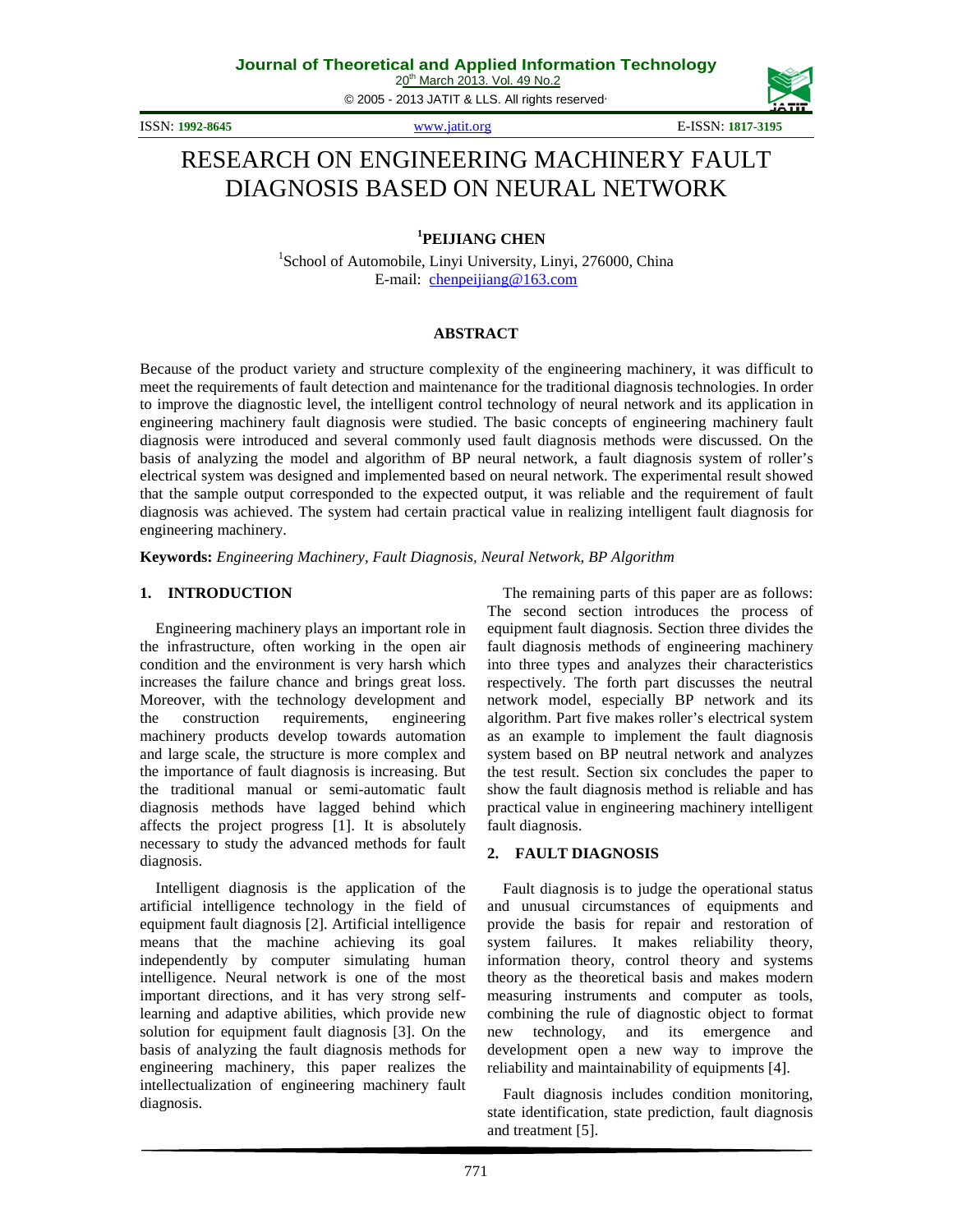# RESEARCH ON ENGINEERING MACHINERY FAULT DIAGNOSIS BASED ON NEURAL NETWORK

**[1]PEIJIANG CHEN**

[1]School of Automobile, Linyi University, Linyi, 276000, China
E-mail: chenpeijiang@163.com

## ABSTRACT

Because of the product variety and structure complexity of the engineering machinery, it was difficult to meet the requirements of fault detection and maintenance for the traditional diagnosis technologies. In order to improve the diagnostic level, the intelligent control technology of neural network and its application in engineering machinery fault diagnosis were studied. The basic concepts of engineering machinery fault diagnosis were introduced and several commonly used fault diagnosis methods were discussed. On the basis of analyzing the model and algorithm of BP neural network, a fault diagnosis system of roller's electrical system was designed and implemented based on neural network. The experimental result showed that the sample output corresponded to the expected output, it was reliable and the requirement of fault diagnosis was achieved. The system had certain practical value in realizing intelligent fault diagnosis for engineering machinery.

**Keywords:** *Engineering Machinery, Fault Diagnosis, Neural Network, BP Algorithm*

## 1. INTRODUCTION

Engineering machinery plays an important role in the infrastructure, often working in the open air condition and the environment is very harsh which increases the failure chance and brings great loss. Moreover, with the technology development and the construction requirements, engineering machinery products develop towards automation and large scale, the structure is more complex and the importance of fault diagnosis is increasing. But the traditional manual or semi-automatic fault diagnosis methods have lagged behind which affects the project progress [1]. It is absolutely necessary to study the advanced methods for fault diagnosis.

Intelligent diagnosis is the application of the artificial intelligence technology in the field of equipment fault diagnosis [2]. Artificial intelligence means that the machine achieving its goal independently by computer simulating human intelligence. Neural network is one of the most important directions, and it has very strong self-learning and adaptive abilities, which provide new solution for equipment fault diagnosis [3]. On the basis of analyzing the fault diagnosis methods for engineering machinery, this paper realizes the intellectualization of engineering machinery fault diagnosis.

The remaining parts of this paper are as follows: The second section introduces the process of equipment fault diagnosis. Section three divides the fault diagnosis methods of engineering machinery into three types and analyzes their characteristics respectively. The forth part discusses the neutral network model, especially BP network and its algorithm. Part five makes roller's electrical system as an example to implement the fault diagnosis system based on BP neutral network and analyzes the test result. Section six concludes the paper to show the fault diagnosis method is reliable and has practical value in engineering machinery intelligent fault diagnosis.

## 2. FAULT DIAGNOSIS

Fault diagnosis is to judge the operational status and unusual circumstances of equipments and provide the basis for repair and restoration of system failures. It makes reliability theory, information theory, control theory and systems theory as the theoretical basis and makes modern measuring instruments and computer as tools, combining the rule of diagnostic object to format new technology, and its emergence and development open a new way to improve the reliability and maintainability of equipments [4].

Fault diagnosis includes condition monitoring, state identification, state prediction, fault diagnosis and treatment [5].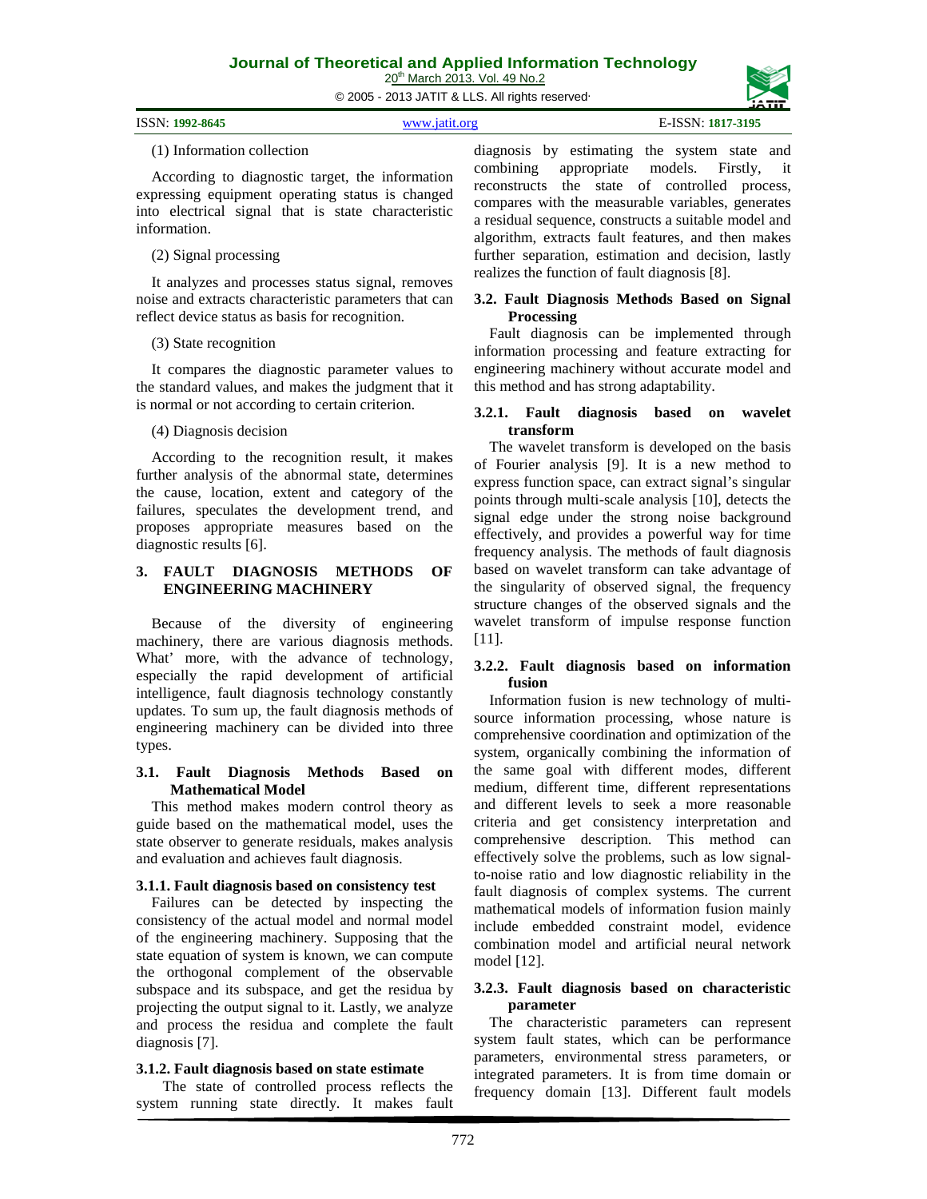(1) Information collection

According to diagnostic target, the information expressing equipment operating status is changed into electrical signal that is state characteristic information.

(2) Signal processing

It analyzes and processes status signal, removes noise and extracts characteristic parameters that can reflect device status as basis for recognition.

(3) State recognition

It compares the diagnostic parameter values to the standard values, and makes the judgment that it is normal or not according to certain criterion.

(4) Diagnosis decision

According to the recognition result, it makes further analysis of the abnormal state, determines the cause, location, extent and category of the failures, speculates the development trend, and proposes appropriate measures based on the diagnostic results [6].

## 3. FAULT DIAGNOSIS METHODS OF ENGINEERING MACHINERY

Because of the diversity of engineering machinery, there are various diagnosis methods. What' more, with the advance of technology, especially the rapid development of artificial intelligence, fault diagnosis technology constantly updates. To sum up, the fault diagnosis methods of engineering machinery can be divided into three types.

### 3.1. Fault Diagnosis Methods Based on Mathematical Model

This method makes modern control theory as guide based on the mathematical model, uses the state observer to generate residuals, makes analysis and evaluation and achieves fault diagnosis.

#### 3.1.1. Fault diagnosis based on consistency test

Failures can be detected by inspecting the consistency of the actual model and normal model of the engineering machinery. Supposing that the state equation of system is known, we can compute the orthogonal complement of the observable subspace and its subspace, and get the residua by projecting the output signal to it. Lastly, we analyze and process the residua and complete the fault diagnosis [7].

#### 3.1.2. Fault diagnosis based on state estimate

The state of controlled process reflects the system running state directly. It makes fault diagnosis by estimating the system state and combining appropriate models. Firstly, it reconstructs the state of controlled process, compares with the measurable variables, generates a residual sequence, constructs a suitable model and algorithm, extracts fault features, and then makes further separation, estimation and decision, lastly realizes the function of fault diagnosis [8].

### 3.2. Fault Diagnosis Methods Based on Signal Processing

Fault diagnosis can be implemented through information processing and feature extracting for engineering machinery without accurate model and this method and has strong adaptability.

#### 3.2.1. Fault diagnosis based on wavelet transform

The wavelet transform is developed on the basis of Fourier analysis [9]. It is a new method to express function space, can extract signal's singular points through multi-scale analysis [10], detects the signal edge under the strong noise background effectively, and provides a powerful way for time frequency analysis. The methods of fault diagnosis based on wavelet transform can take advantage of the singularity of observed signal, the frequency structure changes of the observed signals and the wavelet transform of impulse response function [11].

#### 3.2.2. Fault diagnosis based on information fusion

Information fusion is new technology of multi-source information processing, whose nature is comprehensive coordination and optimization of the system, organically combining the information of the same goal with different modes, different medium, different time, different representations and different levels to seek a more reasonable criteria and get consistency interpretation and comprehensive description. This method can effectively solve the problems, such as low signal-to-noise ratio and low diagnostic reliability in the fault diagnosis of complex systems. The current mathematical models of information fusion mainly include embedded constraint model, evidence combination model and artificial neural network model [12].

#### 3.2.3. Fault diagnosis based on characteristic parameter

The characteristic parameters can represent system fault states, which can be performance parameters, environmental stress parameters, or integrated parameters. It is from time domain or frequency domain [13]. Different fault models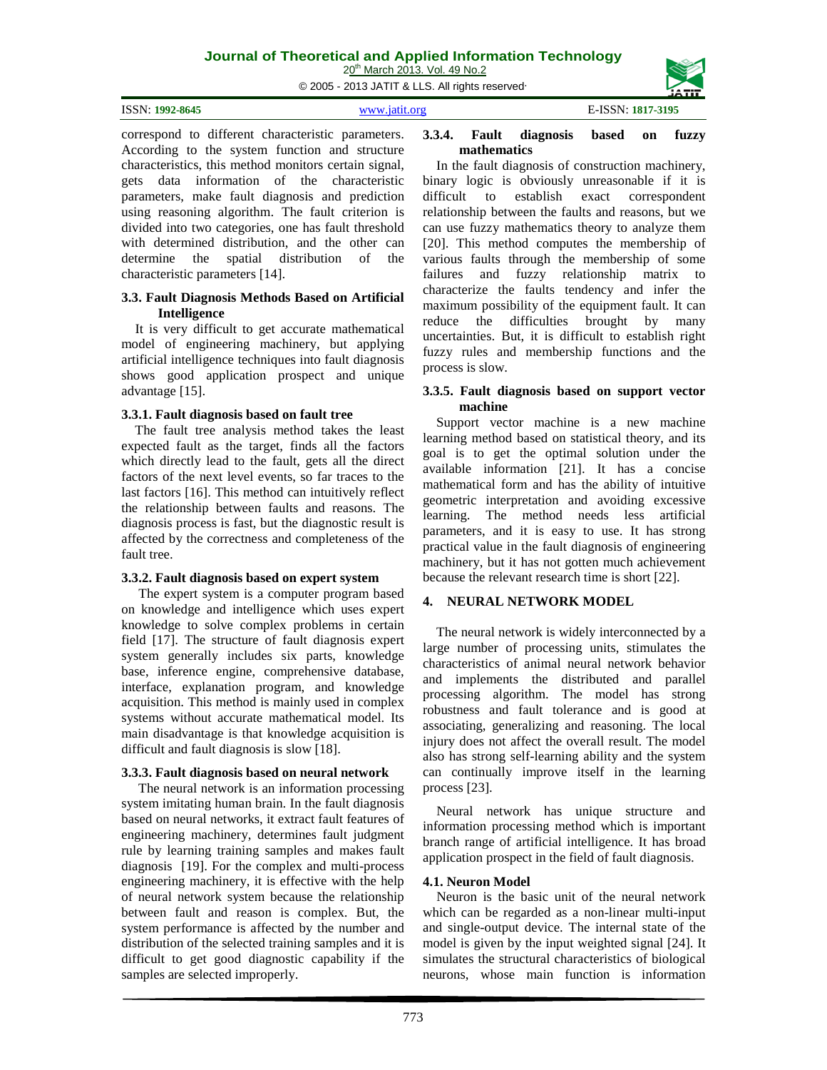correspond to different characteristic parameters. According to the system function and structure characteristics, this method monitors certain signal, gets data information of the characteristic parameters, make fault diagnosis and prediction using reasoning algorithm. The fault criterion is divided into two categories, one has fault threshold with determined distribution, and the other can determine the spatial distribution of the characteristic parameters [14].

### 3.3. Fault Diagnosis Methods Based on Artificial Intelligence

It is very difficult to get accurate mathematical model of engineering machinery, but applying artificial intelligence techniques into fault diagnosis shows good application prospect and unique advantage [15].

#### 3.3.1. Fault diagnosis based on fault tree

The fault tree analysis method takes the least expected fault as the target, finds all the factors which directly lead to the fault, gets all the direct factors of the next level events, so far traces to the last factors [16]. This method can intuitively reflect the relationship between faults and reasons. The diagnosis process is fast, but the diagnostic result is affected by the correctness and completeness of the fault tree.

#### 3.3.2. Fault diagnosis based on expert system

The expert system is a computer program based on knowledge and intelligence which uses expert knowledge to solve complex problems in certain field [17]. The structure of fault diagnosis expert system generally includes six parts, knowledge base, inference engine, comprehensive database, interface, explanation program, and knowledge acquisition. This method is mainly used in complex systems without accurate mathematical model. Its main disadvantage is that knowledge acquisition is difficult and fault diagnosis is slow [18].

#### 3.3.3. Fault diagnosis based on neural network

The neural network is an information processing system imitating human brain. In the fault diagnosis based on neural networks, it extract fault features of engineering machinery, determines fault judgment rule by learning training samples and makes fault diagnosis [19]. For the complex and multi-process engineering machinery, it is effective with the help of neural network system because the relationship between fault and reason is complex. But, the system performance is affected by the number and distribution of the selected training samples and it is difficult to get good diagnostic capability if the samples are selected improperly.

#### 3.3.4. Fault diagnosis based on fuzzy mathematics

In the fault diagnosis of construction machinery, binary logic is obviously unreasonable if it is difficult to establish exact correspondent relationship between the faults and reasons, but we can use fuzzy mathematics theory to analyze them [20]. This method computes the membership of various faults through the membership of some failures and fuzzy relationship matrix to characterize the faults tendency and infer the maximum possibility of the equipment fault. It can reduce the difficulties brought by many uncertainties. But, it is difficult to establish right fuzzy rules and membership functions and the process is slow.

#### 3.3.5. Fault diagnosis based on support vector machine

Support vector machine is a new machine learning method based on statistical theory, and its goal is to get the optimal solution under the available information [21]. It has a concise mathematical form and has the ability of intuitive geometric interpretation and avoiding excessive learning. The method needs less artificial parameters, and it is easy to use. It has strong practical value in the fault diagnosis of engineering machinery, but it has not gotten much achievement because the relevant research time is short [22].

## 4. NEURAL NETWORK MODEL

The neural network is widely interconnected by a large number of processing units, stimulates the characteristics of animal neural network behavior and implements the distributed and parallel processing algorithm. The model has strong robustness and fault tolerance and is good at associating, generalizing and reasoning. The local injury does not affect the overall result. The model also has strong self-learning ability and the system can continually improve itself in the learning process [23].

Neural network has unique structure and information processing method which is important branch range of artificial intelligence. It has broad application prospect in the field of fault diagnosis.

### 4.1. Neuron Model

Neuron is the basic unit of the neural network which can be regarded as a non-linear multi-input and single-output device. The internal state of the model is given by the input weighted signal [24]. It simulates the structural characteristics of biological neurons, whose main function is information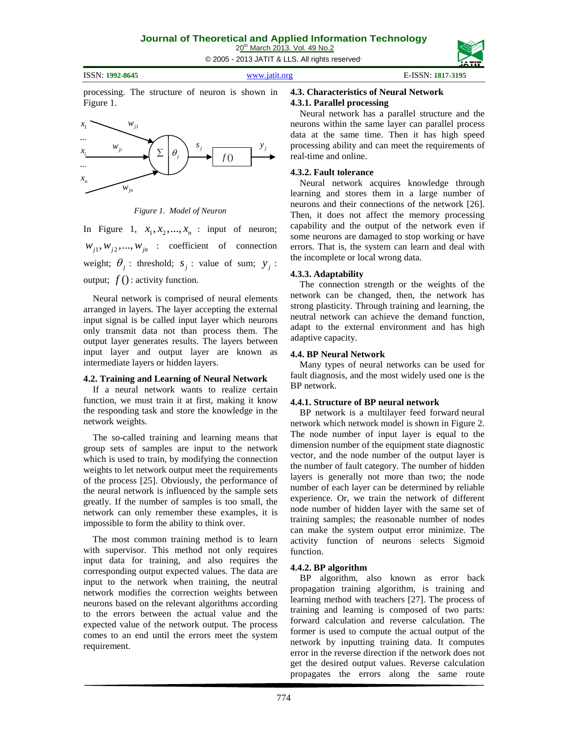processing. The structure of neuron is shown in Figure 1.

*Figure 1. Model of Neuron*

In Figure 1, $x_1, x_2, ..., x_n$ : input of neuron; $w_{j1}, w_{j2}, ..., w_{jn}$ : coefficient of connection weight; $\theta_j$ : threshold; $s_j$ : value of sum; $y_j$ : output; $f()$ : activity function.

Neural network is comprised of neural elements arranged in layers. The layer accepting the external input signal is be called input layer which neurons only transmit data not than process them. The output layer generates results. The layers between input layer and output layer are known as intermediate layers or hidden layers.

### 4.2. Training and Learning of Neural Network

If a neural network wants to realize certain function, we must train it at first, making it know the responding task and store the knowledge in the network weights.

The so-called training and learning means that group sets of samples are input to the network which is used to train, by modifying the connection weights to let network output meet the requirements of the process [25]. Obviously, the performance of the neural network is influenced by the sample sets greatly. If the number of samples is too small, the network can only remember these examples, it is impossible to form the ability to think over.

The most common training method is to learn with supervisor. This method not only requires input data for training, and also requires the corresponding output expected values. The data are input to the network when training, the neutral network modifies the correction weights between neurons based on the relevant algorithms according to the errors between the actual value and the expected value of the network output. The process comes to an end until the errors meet the system requirement.

### 4.3. Characteristics of Neural Network

#### 4.3.1. Parallel processing

Neural network has a parallel structure and the neurons within the same layer can parallel process data at the same time. Then it has high speed processing ability and can meet the requirements of real-time and online.

#### 4.3.2. Fault tolerance

Neural network acquires knowledge through learning and stores them in a large number of neurons and their connections of the network [26]. Then, it does not affect the memory processing capability and the output of the network even if some neurons are damaged to stop working or have errors. That is, the system can learn and deal with the incomplete or local wrong data.

#### 4.3.3. Adaptability

The connection strength or the weights of the network can be changed, then, the network has strong plasticity. Through training and learning, the neutral network can achieve the demand function, adapt to the external environment and has high adaptive capacity.

### 4.4. BP Neural Network

Many types of neural networks can be used for fault diagnosis, and the most widely used one is the BP network.

#### 4.4.1. Structure of BP neural network

BP network is a multilayer feed forward neural network which network model is shown in Figure 2. The node number of input layer is equal to the dimension number of the equipment state diagnostic vector, and the node number of the output layer is the number of fault category. The number of hidden layers is generally not more than two; the node number of each layer can be determined by reliable experience. Or, we train the network of different node number of hidden layer with the same set of training samples; the reasonable number of nodes can make the system output error minimize. The activity function of neurons selects Sigmoid function.

#### 4.4.2. BP algorithm

BP algorithm, also known as error back propagation training algorithm, is training and learning method with teachers [27]. The process of training and learning is composed of two parts: forward calculation and reverse calculation. The former is used to compute the actual output of the network by inputting training data. It computes error in the reverse direction if the network does not get the desired output values. Reverse calculation propagates the errors along the same route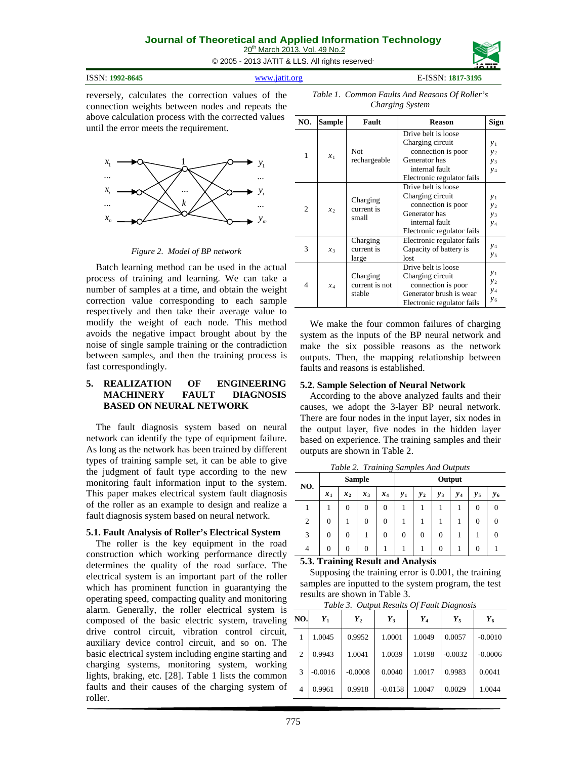reversely, calculates the correction values of the connection weights between nodes and repeats the above calculation process with the corrected values until the error meets the requirement.

Figure 2. Model of BP network

Batch learning method can be used in the actual process of training and learning. We can take a number of samples at a time, and obtain the weight correction value corresponding to each sample respectively and then take their average value to modify the weight of each node. This method avoids the negative impact brought about by the noise of single sample training or the contradiction between samples, and then the training process is fast correspondingly.

## 5. REALIZATION OF ENGINEERING MACHINERY FAULT DIAGNOSIS BASED ON NEURAL NETWORK

The fault diagnosis system based on neural network can identify the type of equipment failure. As long as the network has been trained by different types of training sample set, it can be able to give the judgment of fault type according to the new monitoring fault information input to the system. This paper makes electrical system fault diagnosis of the roller as an example to design and realize a fault diagnosis system based on neural network.

### 5.1. Fault Analysis of Roller's Electrical System

The roller is the key equipment in the road construction which working performance directly determines the quality of the road surface. The electrical system is an important part of the roller which has prominent function in guarantying the operating speed, compacting quality and monitoring alarm. Generally, the roller electrical system is composed of the basic electric system, traveling drive control circuit, vibration control circuit, auxiliary device control circuit, and so on. The basic electrical system including engine starting and charging systems, monitoring system, working lights, braking, etc. [28]. Table 1 lists the common faults and their causes of the charging system of roller.

*Table 1. Common Faults And Reasons Of Roller's Charging System*

| NO. | Sample | Fault | Reason | Sign |
|---|---|---|---|---|
| 1 | $x_1$ | Not rechargeable | Drive belt is loose<br>Charging circuit connection is poor<br>Generator has internal fault<br>Electronic regulator fails | $y_1$<br>$y_2$<br>$y_3$<br>$y_4$ |
| 2 | $x_2$ | Charging current is small | Drive belt is loose<br>Charging circuit connection is poor<br>Generator has internal fault<br>Electronic regulator fails | $y_1$<br>$y_2$<br>$y_3$<br>$y_4$ |
| 3 | $x_3$ | Charging current is large | Electronic regulator fails<br>Capacity of battery is lost | $y_4$<br>$y_5$ |
| 4 | $x_4$ | Charging current is not stable | Drive belt is loose<br>Charging circuit connection is poor<br>Generator brush is wear<br>Electronic regulator fails | $y_1$<br>$y_2$<br>$y_4$<br>$y_6$ |

We make the four common failures of charging system as the inputs of the BP neural network and make the six possible reasons as the network outputs. Then, the mapping relationship between faults and reasons is established.

### 5.2. Sample Selection of Neural Network

According to the above analyzed faults and their causes, we adopt the 3-layer BP neural network. There are four nodes in the input layer, six nodes in the output layer, five nodes in the hidden layer based on experience. The training samples and their outputs are shown in Table 2.

*Table 2. Training Samples And Outputs*

| NO. | Sample | | | | Output | | | | | |
|---|---|---|---|---|---|---|---|---|---|---|
| | $x_1$ | $x_2$ | $x_3$ | $x_4$ | $y_1$ | $y_2$ | $y_3$ | $y_4$ | $y_5$ | $y_6$ |
| 1 | 1 | 0 | 0 | 0 | 1 | 1 | 1 | 1 | 0 | 0 |
| 2 | 0 | 1 | 0 | 0 | 1 | 1 | 1 | 1 | 0 | 0 |
| 3 | 0 | 0 | 1 | 0 | 0 | 0 | 0 | 1 | 1 | 0 |
| 4 | 0 | 0 | 0 | 1 | 1 | 1 | 0 | 1 | 0 | 1 |

### 5.3. Training Result and Analysis

Supposing the training error is 0.001, the training samples are inputted to the system program, the test results are shown in Table 3.

*Table 3. Output Results Of Fault Diagnosis*

| NO. | $Y_1$ | $Y_2$ | $Y_3$ | $Y_4$ | $Y_5$ | $Y_6$ |
|---|---|---|---|---|---|---|
| 1 | 1.0045 | 0.9952 | 1.0001 | 1.0049 | 0.0057 | -0.0010 |
| 2 | 0.9943 | 1.0041 | 1.0039 | 1.0198 | -0.0032 | -0.0006 |
| 3 | -0.0016 | -0.0008 | 0.0040 | 1.0017 | 0.9983 | 0.0041 |
| 4 | 0.9961 | 0.9918 | -0.0158 | 1.0047 | 0.0029 | 1.0044 |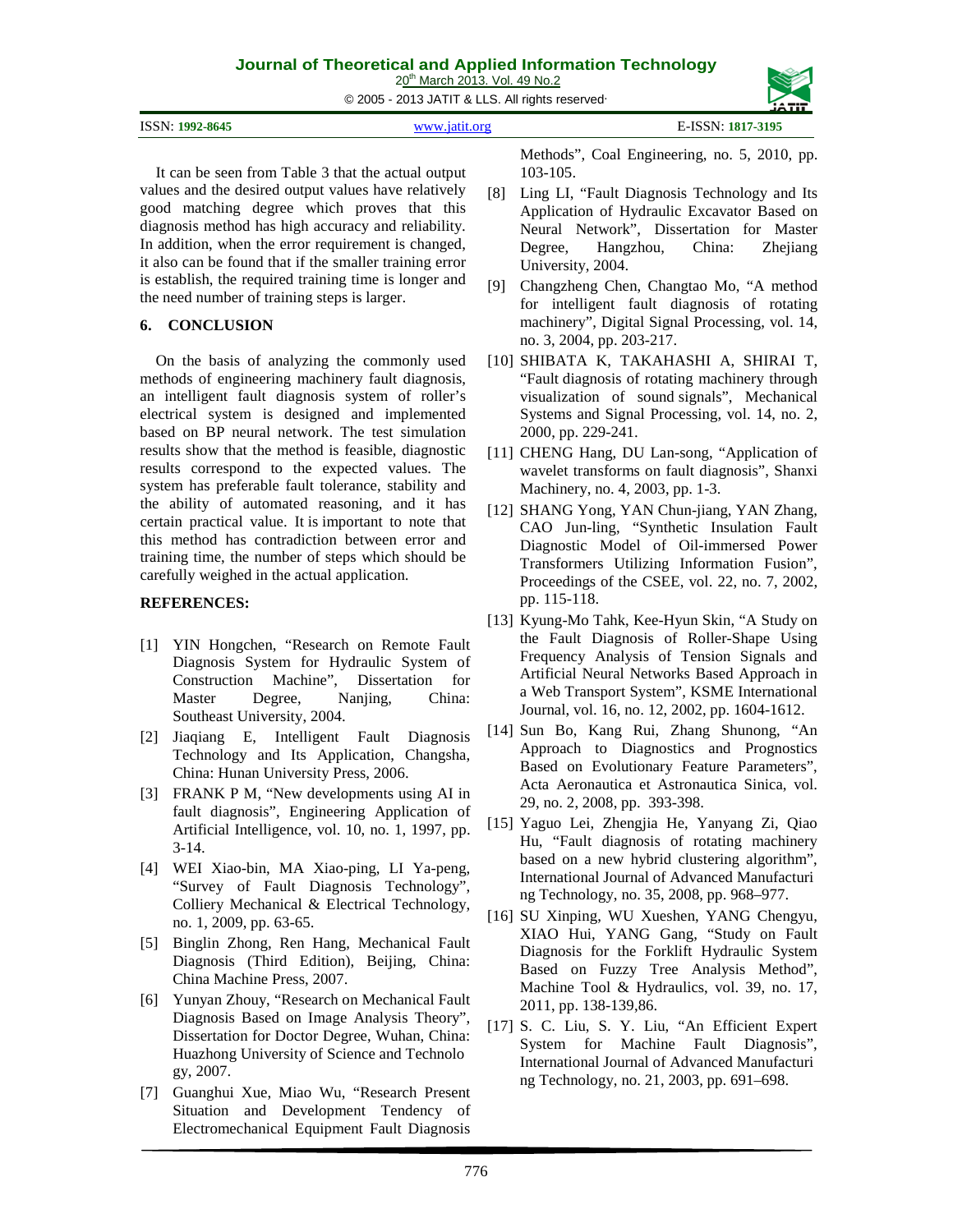It can be seen from Table 3 that the actual output values and the desired output values have relatively good matching degree which proves that this diagnosis method has high accuracy and reliability. In addition, when the error requirement is changed, it also can be found that if the smaller training error is establish, the required training time is longer and the need number of training steps is larger.

## 6. CONCLUSION

On the basis of analyzing the commonly used methods of engineering machinery fault diagnosis, an intelligent fault diagnosis system of roller's electrical system is designed and implemented based on BP neural network. The test simulation results show that the method is feasible, diagnostic results correspond to the expected values. The system has preferable fault tolerance, stability and the ability of automated reasoning, and it has certain practical value. It is important to note that this method has contradiction between error and training time, the number of steps which should be carefully weighed in the actual application.

## REFERENCES:

[1] YIN Hongchen, "Research on Remote Fault Diagnosis System for Hydraulic System of Construction Machine", Dissertation for Master Degree, Nanjing, China: Southeast University, 2004.

[2] Jiaqiang E, Intelligent Fault Diagnosis Technology and Its Application, Changsha, China: Hunan University Press, 2006.

[3] FRANK P M, "New developments using AI in fault diagnosis", Engineering Application of Artificial Intelligence, vol. 10, no. 1, 1997, pp. 3-14.

[4] WEI Xiao-bin, MA Xiao-ping, LI Ya-peng, "Survey of Fault Diagnosis Technology", Colliery Mechanical & Electrical Technology, no. 1, 2009, pp. 63-65.

[5] Binglin Zhong, Ren Hang, Mechanical Fault Diagnosis (Third Edition), Beijing, China: China Machine Press, 2007.

[6] Yunyan Zhouy, "Research on Mechanical Fault Diagnosis Based on Image Analysis Theory", Dissertation for Doctor Degree, Wuhan, China: Huazhong University of Science and Technolo gy, 2007.

[7] Guanghui Xue, Miao Wu, "Research Present Situation and Development Tendency of Electromechanical Equipment Fault Diagnosis Methods", Coal Engineering, no. 5, 2010, pp. 103-105.

[8] Ling LI, "Fault Diagnosis Technology and Its Application of Hydraulic Excavator Based on Neural Network", Dissertation for Master Degree, Hangzhou, China: Zhejiang University, 2004.

[9] Changzheng Chen, Changtao Mo, "A method for intelligent fault diagnosis of rotating machinery", Digital Signal Processing, vol. 14, no. 3, 2004, pp. 203-217.

[10] SHIBATA K, TAKAHASHI A, SHIRAI T, "Fault diagnosis of rotating machinery through visualization of sound signals", Mechanical Systems and Signal Processing, vol. 14, no. 2, 2000, pp. 229-241.

[11] CHENG Hang, DU Lan-song, "Application of wavelet transforms on fault diagnosis", Shanxi Machinery, no. 4, 2003, pp. 1-3.

[12] SHANG Yong, YAN Chun-jiang, YAN Zhang, CAO Jun-ling, "Synthetic Insulation Fault Diagnostic Model of Oil-immersed Power Transformers Utilizing Information Fusion", Proceedings of the CSEE, vol. 22, no. 7, 2002, pp. 115-118.

[13] Kyung-Mo Tahk, Kee-Hyun Skin, "A Study on the Fault Diagnosis of Roller-Shape Using Frequency Analysis of Tension Signals and Artificial Neural Networks Based Approach in a Web Transport System", KSME International Journal, vol. 16, no. 12, 2002, pp. 1604-1612.

[14] Sun Bo, Kang Rui, Zhang Shunong, "An Approach to Diagnostics and Prognostics Based on Evolutionary Feature Parameters", Acta Aeronautica et Astronautica Sinica, vol. 29, no. 2, 2008, pp. 393-398.

[15] Yaguo Lei, Zhengjia He, Yanyang Zi, Qiao Hu, "Fault diagnosis of rotating machinery based on a new hybrid clustering algorithm", International Journal of Advanced Manufacturi ng Technology, no. 35, 2008, pp. 968–977.

[16] SU Xinping, WU Xueshen, YANG Chengyu, XIAO Hui, YANG Gang, "Study on Fault Diagnosis for the Forklift Hydraulic System Based on Fuzzy Tree Analysis Method", Machine Tool & Hydraulics, vol. 39, no. 17, 2011, pp. 138-139,86.

[17] S. C. Liu, S. Y. Liu, "An Efficient Expert System for Machine Fault Diagnosis", International Journal of Advanced Manufacturi ng Technology, no. 21, 2003, pp. 691–698.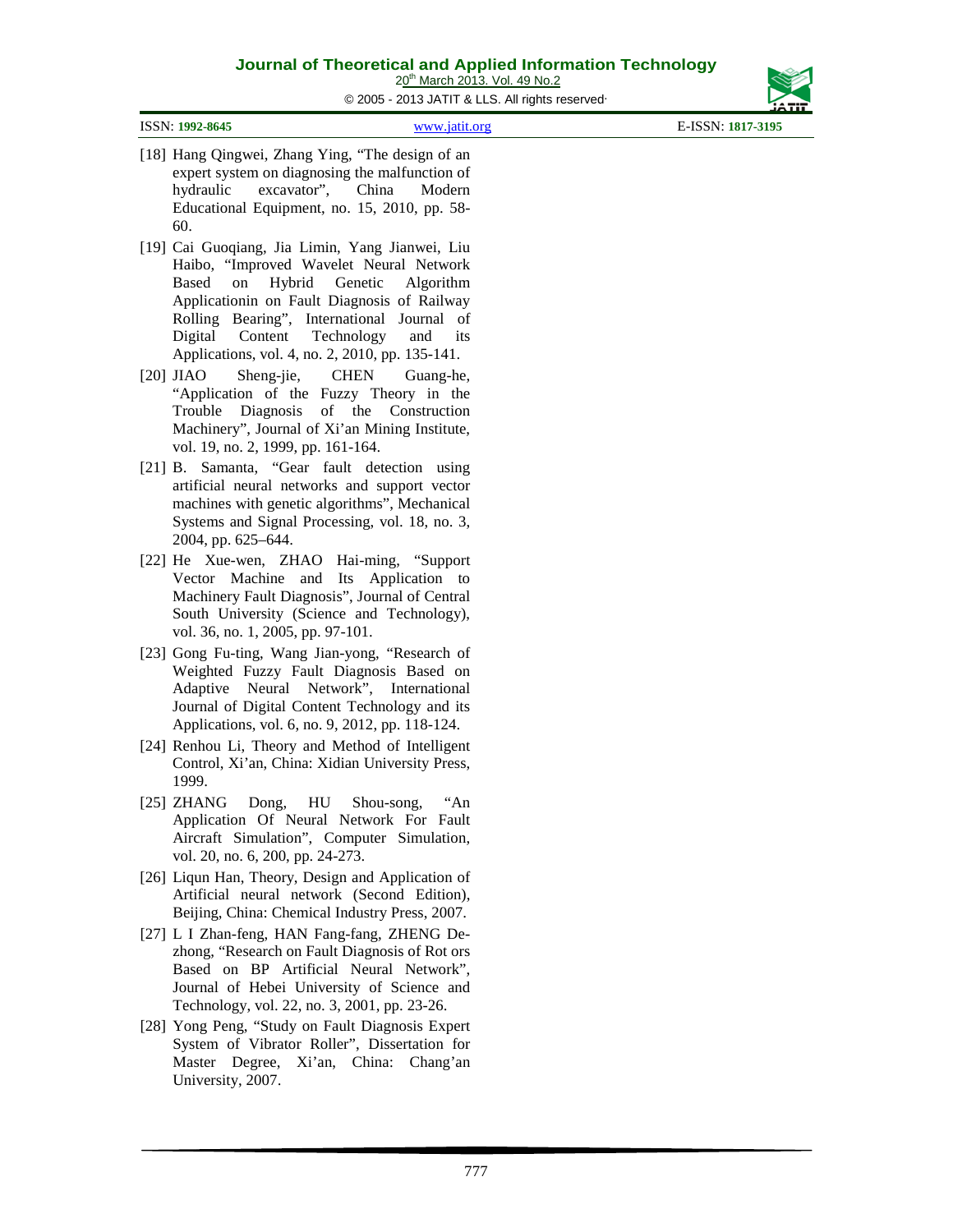[18] Hang Qingwei, Zhang Ying, "The design of an expert system on diagnosing the malfunction of hydraulic excavator", China Modern Educational Equipment, no. 15, 2010, pp. 58-60.

[19] Cai Guoqiang, Jia Limin, Yang Jianwei, Liu Haibo, "Improved Wavelet Neural Network Based on Hybrid Genetic Algorithm Applicationin on Fault Diagnosis of Railway Rolling Bearing", International Journal of Digital Content Technology and its Applications, vol. 4, no. 2, 2010, pp. 135-141.

[20] JIAO Sheng-jie, CHEN Guang-he, "Application of the Fuzzy Theory in the Trouble Diagnosis of the Construction Machinery", Journal of Xi'an Mining Institute, vol. 19, no. 2, 1999, pp. 161-164.

[21] B. Samanta, "Gear fault detection using artificial neural networks and support vector machines with genetic algorithms", Mechanical Systems and Signal Processing, vol. 18, no. 3, 2004, pp. 625–644.

[22] He Xue-wen, ZHAO Hai-ming, "Support Vector Machine and Its Application to Machinery Fault Diagnosis", Journal of Central South University (Science and Technology), vol. 36, no. 1, 2005, pp. 97-101.

[23] Gong Fu-ting, Wang Jian-yong, "Research of Weighted Fuzzy Fault Diagnosis Based on Adaptive Neural Network", International Journal of Digital Content Technology and its Applications, vol. 6, no. 9, 2012, pp. 118-124.

[24] Renhou Li, Theory and Method of Intelligent Control, Xi'an, China: Xidian University Press, 1999.

[25] ZHANG Dong, HU Shou-song, "An Application Of Neural Network For Fault Aircraft Simulation", Computer Simulation, vol. 20, no. 6, 200, pp. 24-273.

[26] Liqun Han, Theory, Design and Application of Artificial neural network (Second Edition), Beijing, China: Chemical Industry Press, 2007.

[27] L I Zhan-feng, HAN Fang-fang, ZHENG De-zhong, "Research on Fault Diagnosis of Rot ors Based on BP Artificial Neural Network", Journal of Hebei University of Science and Technology, vol. 22, no. 3, 2001, pp. 23-26.

[28] Yong Peng, "Study on Fault Diagnosis Expert System of Vibrator Roller", Dissertation for Master Degree, Xi'an, China: Chang'an University, 2007.